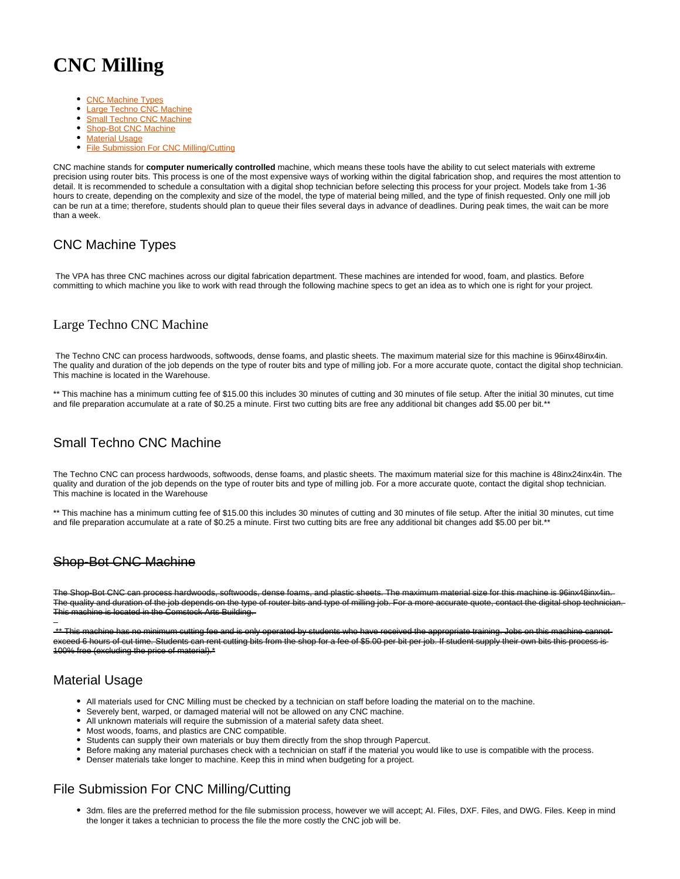# CNC Milling

- [CNC Machine Types](#)
- [Large Techno CNC Machine](#)
- [Small Techno CNC Machine](#)
- [Shop-Bot CNC Machine](#)
- [Material Usage](#)
- [File Submission For CNC Milling/Cutting](#)

CNC machine stands for **computer numerically controlled** machine, which means these tools have the ability to cut select materials with extreme precision using router bits. This process is one of the most expensive ways of working within the digital fabrication shop, and requires the most attention to detail. It is recommended to schedule a consultation with a digital shop technician before selecting this process for your project. Models take from 1-36 hours to create, depending on the complexity and size of the model, the type of material being milled, and the type of finish requested. Only one mill job can be run at a time; therefore, students should plan to queue their files several days in advance of deadlines. During peak times, the wait can be more than a week.

## CNC Machine Types

The VPA has three CNC machines across our digital fabrication department. These machines are intended for wood, foam, and plastics. Before committing to which machine you like to work with read through the following machine specs to get an idea as to which one is right for your project.

### Large Techno CNC Machine

The Techno CNC can process hardwoods, softwoods, dense foams, and plastic sheets. The maximum material size for this machine is 96inx48inx4in. The quality and duration of the job depends on the type of router bits and type of milling job. For a more accurate quote, contact the digital shop technician. This machine is located in the Warehouse.

** This machine has a minimum cutting fee of $15.00 this includes 30 minutes of cutting and 30 minutes of file setup. After the initial 30 minutes, cut time and file preparation accumulate at a rate of $0.25 a minute. First two cutting bits are free any additional bit changes add $5.00 per bit.**

## Small Techno CNC Machine

The Techno CNC can process hardwoods, softwoods, dense foams, and plastic sheets. The maximum material size for this machine is 48inx24inx4in. The quality and duration of the job depends on the type of router bits and type of milling job. For a more accurate quote, contact the digital shop technician. This machine is located in the Warehouse

** This machine has a minimum cutting fee of $15.00 this includes 30 minutes of cutting and 30 minutes of file setup. After the initial 30 minutes, cut time and file preparation accumulate at a rate of $0.25 a minute. First two cutting bits are free any additional bit changes add $5.00 per bit.**

## ~~Shop-Bot CNC Machine~~

~~The Shop-Bot CNC can process hardwoods, softwoods, dense foams, and plastic sheets. The maximum material size for this machine is 96inx48inx4in. The quality and duration of the job depends on the type of router bits and type of milling job. For a more accurate quote, contact the digital shop technician. This machine is located in the Comstock Arts Building.~~

~~** This machine has no minimum cutting fee and is only operated by students who have received the appropriate training. Jobs on this machine cannot exceed 6 hours of cut time. Students can rent cutting bits from the shop for a fee of $5.00 per bit per job. If student supply their own bits this process is 100% free (excluding the price of material).*~~

## Material Usage

- All materials used for CNC Milling must be checked by a technician on staff before loading the material on to the machine.
- Severely bent, warped, or damaged material will not be allowed on any CNC machine.
- All unknown materials will require the submission of a material safety data sheet.
- Most woods, foams, and plastics are CNC compatible.
- Students can supply their own materials or buy them directly from the shop through Papercut.
- Before making any material purchases check with a technician on staff if the material you would like to use is compatible with the process.
- Denser materials take longer to machine. Keep this in mind when budgeting for a project.

## File Submission For CNC Milling/Cutting

- 3dm. files are the preferred method for the file submission process, however we will accept; AI. Files, DXF. Files, and DWG. Files. Keep in mind the longer it takes a technician to process the file the more costly the CNC job will be.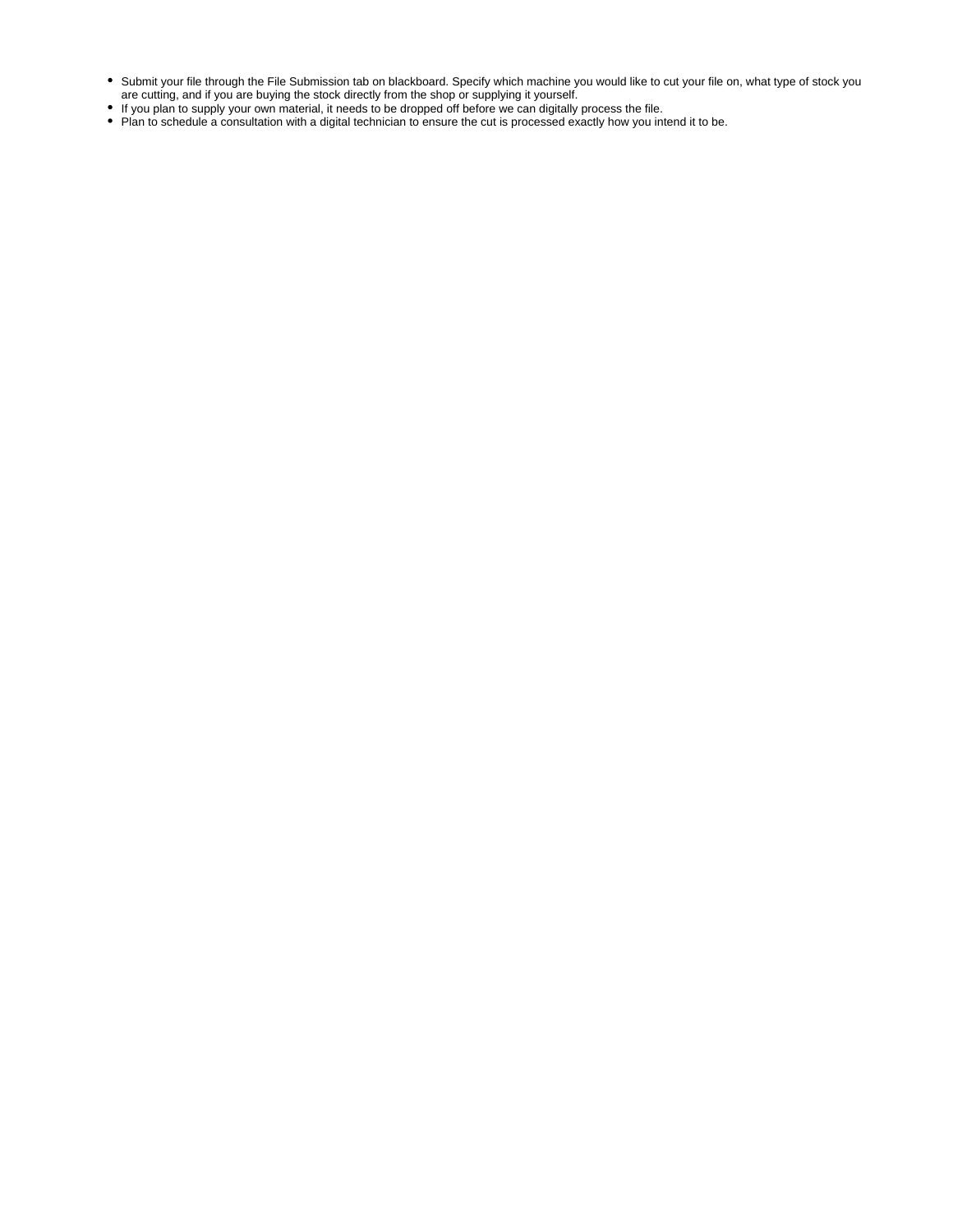- Submit your file through the File Submission tab on blackboard. Specify which machine you would like to cut your file on, what type of stock you are cutting, and if you are buying the stock directly from the shop or supplying it yourself.
- If you plan to supply your own material, it needs to be dropped off before we can digitally process the file.
- Plan to schedule a consultation with a digital technician to ensure the cut is processed exactly how you intend it to be.